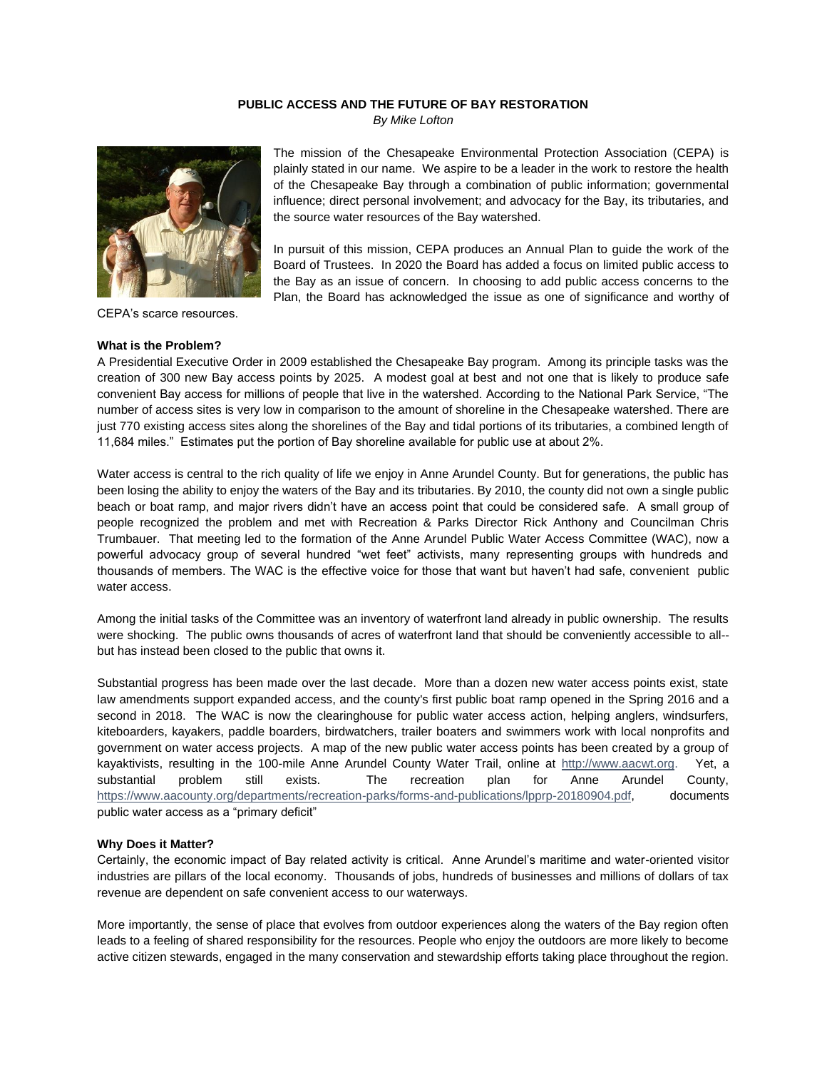**PUBLIC ACCESS AND THE FUTURE OF BAY RESTORATION**

*By Mike Lofton*

The mission of the Chesapeake Environmental Protection Association (CEPA) is plainly stated in our name. We aspire to be a leader in the work to restore the health of the Chesapeake Bay through a combination of public information; governmental influence; direct personal involvement; and advocacy for the Bay, its tributaries, and the source water resources of the Bay watershed.

In pursuit of this mission, CEPA produces an Annual Plan to guide the work of the Board of Trustees. In 2020 the Board has added a focus on limited public access to the Bay as an issue of concern. In choosing to add public access concerns to the Plan, the Board has acknowledged the issue as one of significance and worthy of CEPA's scarce resources.

**What is the Problem?**

A Presidential Executive Order in 2009 established the Chesapeake Bay program. Among its principle tasks was the creation of 300 new Bay access points by 2025. A modest goal at best and not one that is likely to produce safe convenient Bay access for millions of people that live in the watershed. According to the National Park Service, "The number of access sites is very low in comparison to the amount of shoreline in the Chesapeake watershed. There are just 770 existing access sites along the shorelines of the Bay and tidal portions of its tributaries, a combined length of 11,684 miles." Estimates put the portion of Bay shoreline available for public use at about 2%.

Water access is central to the rich quality of life we enjoy in Anne Arundel County. But for generations, the public has been losing the ability to enjoy the waters of the Bay and its tributaries. By 2010, the county did not own a single public beach or boat ramp, and major rivers didn't have an access point that could be considered safe. A small group of people recognized the problem and met with Recreation & Parks Director Rick Anthony and Councilman Chris Trumbauer. That meeting led to the formation of the Anne Arundel Public Water Access Committee (WAC), now a powerful advocacy group of several hundred "wet feet" activists, many representing groups with hundreds and thousands of members. The WAC is the effective voice for those that want but haven't had safe, convenient public water access.

Among the initial tasks of the Committee was an inventory of waterfront land already in public ownership. The results were shocking. The public owns thousands of acres of waterfront land that should be conveniently accessible to all--but has instead been closed to the public that owns it.

Substantial progress has been made over the last decade. More than a dozen new water access points exist, state law amendments support expanded access, and the county's first public boat ramp opened in the Spring 2016 and a second in 2018. The WAC is now the clearinghouse for public water access action, helping anglers, windsurfers, kiteboarders, kayakers, paddle boarders, birdwatchers, trailer boaters and swimmers work with local nonprofits and government on water access projects. A map of the new public water access points has been created by a group of kayaktivists, resulting in the 100-mile Anne Arundel County Water Trail, online at http://www.aacwt.org. Yet, a substantial problem still exists. The recreation plan for Anne Arundel County, https://www.aacounty.org/departments/recreation-parks/forms-and-publications/lpprp-20180904.pdf, documents public water access as a "primary deficit"

**Why Does it Matter?**

Certainly, the economic impact of Bay related activity is critical. Anne Arundel's maritime and water-oriented visitor industries are pillars of the local economy. Thousands of jobs, hundreds of businesses and millions of dollars of tax revenue are dependent on safe convenient access to our waterways.

More importantly, the sense of place that evolves from outdoor experiences along the waters of the Bay region often leads to a feeling of shared responsibility for the resources. People who enjoy the outdoors are more likely to become active citizen stewards, engaged in the many conservation and stewardship efforts taking place throughout the region.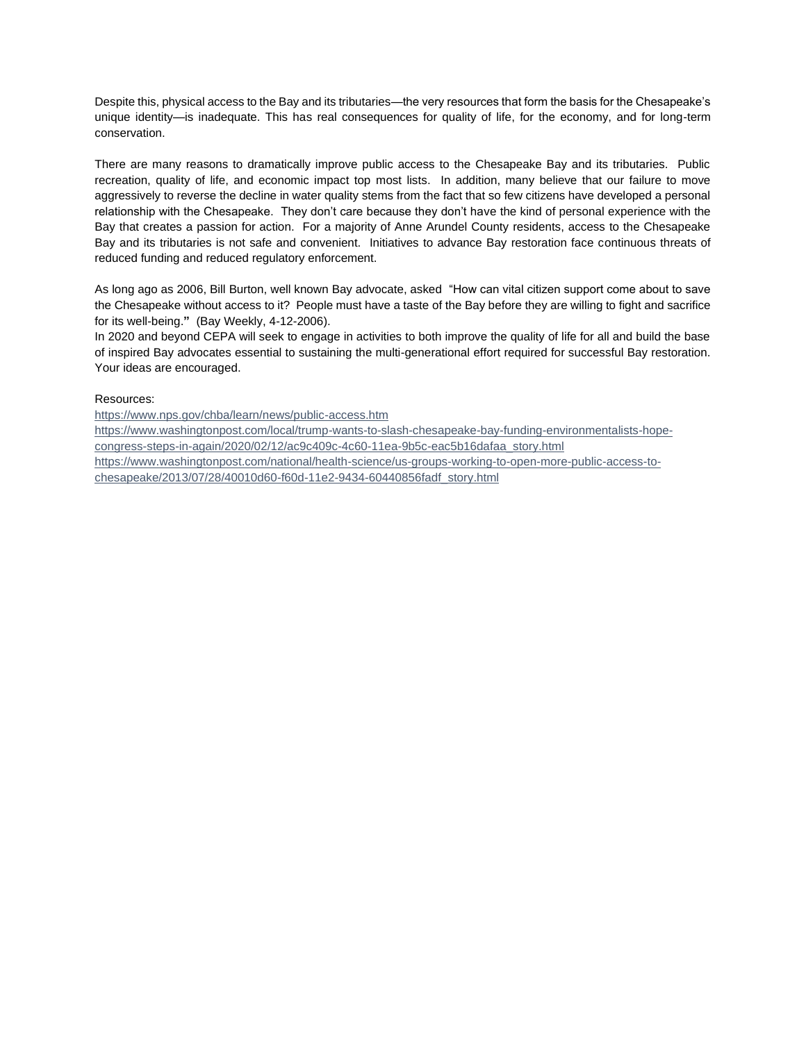Despite this, physical access to the Bay and its tributaries—the very resources that form the basis for the Chesapeake's unique identity—is inadequate. This has real consequences for quality of life, for the economy, and for long-term conservation.

There are many reasons to dramatically improve public access to the Chesapeake Bay and its tributaries. Public recreation, quality of life, and economic impact top most lists. In addition, many believe that our failure to move aggressively to reverse the decline in water quality stems from the fact that so few citizens have developed a personal relationship with the Chesapeake. They don't care because they don't have the kind of personal experience with the Bay that creates a passion for action. For a majority of Anne Arundel County residents, access to the Chesapeake Bay and its tributaries is not safe and convenient. Initiatives to advance Bay restoration face continuous threats of reduced funding and reduced regulatory enforcement.

As long ago as 2006, Bill Burton, well known Bay advocate, asked "How can vital citizen support come about to save the Chesapeake without access to it? People must have a taste of the Bay before they are willing to fight and sacrifice for its well-being." (Bay Weekly, 4-12-2006).

In 2020 and beyond CEPA will seek to engage in activities to both improve the quality of life for all and build the base of inspired Bay advocates essential to sustaining the multi-generational effort required for successful Bay restoration. Your ideas are encouraged.

Resources:
https://www.nps.gov/chba/learn/news/public-access.htm
https://www.washingtonpost.com/local/trump-wants-to-slash-chesapeake-bay-funding-environmentalists-hope-congress-steps-in-again/2020/02/12/ac9c409c-4c60-11ea-9b5c-eac5b16dafaa_story.html
https://www.washingtonpost.com/national/health-science/us-groups-working-to-open-more-public-access-to-chesapeake/2013/07/28/40010d60-f60d-11e2-9434-60440856fadf_story.html